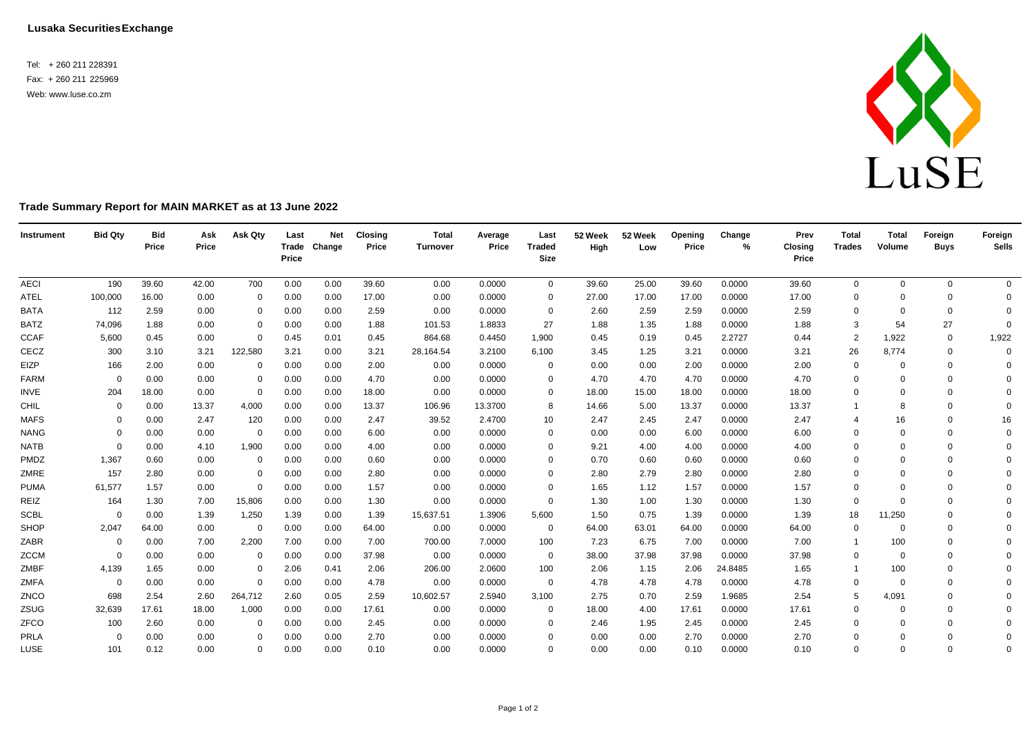**Lusaka Securities Exchange**

Tel: + 260 211 228391
Fax: + 260 211 225969
Web: www.luse.co.zm

LuSE

**Trade Summary Report for MAIN MARKET as at 13 June 2022**

| Instrument | Bid Qty | Bid Price | Ask Price | Ask Qty | Last Trade Price | Net Change | Closing Price | Total Turnover | Average Price | Last Traded Size | 52 Week High | 52 Week Low | Opening Price | Change % | Prev Closing Price | Total Trades | Total Volume | Foreign Buys | Foreign Sells |
|---|---|---|---|---|---|---|---|---|---|---|---|---|---|---|---|---|---|---|---|
| AECI | 190 | 39.60 | 42.00 | 700 | 0.00 | 0.00 | 39.60 | 0.00 | 0.0000 | 0 | 39.60 | 25.00 | 39.60 | 0.0000 | 39.60 | 0 | 0 | 0 | 0 |
| ATEL | 100,000 | 16.00 | 0.00 | 0 | 0.00 | 0.00 | 17.00 | 0.00 | 0.0000 | 0 | 27.00 | 17.00 | 17.00 | 0.0000 | 17.00 | 0 | 0 | 0 | 0 |
| BATA | 112 | 2.59 | 0.00 | 0 | 0.00 | 0.00 | 2.59 | 0.00 | 0.0000 | 0 | 2.60 | 2.59 | 2.59 | 0.0000 | 2.59 | 0 | 0 | 0 | 0 |
| BATZ | 74,096 | 1.88 | 0.00 | 0 | 0.00 | 0.00 | 1.88 | 101.53 | 1.8833 | 27 | 1.88 | 1.35 | 1.88 | 0.0000 | 1.88 | 3 | 54 | 27 | 0 |
| CCAF | 5,600 | 0.45 | 0.00 | 0 | 0.45 | 0.01 | 0.45 | 864.68 | 0.4450 | 1,900 | 0.45 | 0.19 | 0.45 | 2.2727 | 0.44 | 2 | 1,922 | 0 | 1,922 |
| CECZ | 300 | 3.10 | 3.21 | 122,580 | 3.21 | 0.00 | 3.21 | 28,164.54 | 3.2100 | 6,100 | 3.45 | 1.25 | 3.21 | 0.0000 | 3.21 | 26 | 8,774 | 0 | 0 |
| EIZP | 166 | 2.00 | 0.00 | 0 | 0.00 | 0.00 | 2.00 | 0.00 | 0.0000 | 0 | 0.00 | 0.00 | 2.00 | 0.0000 | 2.00 | 0 | 0 | 0 | 0 |
| FARM | 0 | 0.00 | 0.00 | 0 | 0.00 | 0.00 | 4.70 | 0.00 | 0.0000 | 0 | 4.70 | 4.70 | 4.70 | 0.0000 | 4.70 | 0 | 0 | 0 | 0 |
| INVE | 204 | 18.00 | 0.00 | 0 | 0.00 | 0.00 | 18.00 | 0.00 | 0.0000 | 0 | 18.00 | 15.00 | 18.00 | 0.0000 | 18.00 | 0 | 0 | 0 | 0 |
| CHIL | 0 | 0.00 | 13.37 | 4,000 | 0.00 | 0.00 | 13.37 | 106.96 | 13.3700 | 8 | 14.66 | 5.00 | 13.37 | 0.0000 | 13.37 | 1 | 8 | 0 | 0 |
| MAFS | 0 | 0.00 | 2.47 | 120 | 0.00 | 0.00 | 2.47 | 39.52 | 2.4700 | 10 | 2.47 | 2.45 | 2.47 | 0.0000 | 2.47 | 4 | 16 | 0 | 16 |
| NANG | 0 | 0.00 | 0.00 | 0 | 0.00 | 0.00 | 6.00 | 0.00 | 0.0000 | 0 | 0.00 | 0.00 | 6.00 | 0.0000 | 6.00 | 0 | 0 | 0 | 0 |
| NATB | 0 | 0.00 | 4.10 | 1,900 | 0.00 | 0.00 | 4.00 | 0.00 | 0.0000 | 0 | 9.21 | 4.00 | 4.00 | 0.0000 | 4.00 | 0 | 0 | 0 | 0 |
| PMDZ | 1,367 | 0.60 | 0.00 | 0 | 0.00 | 0.00 | 0.60 | 0.00 | 0.0000 | 0 | 0.70 | 0.60 | 0.60 | 0.0000 | 0.60 | 0 | 0 | 0 | 0 |
| ZMRE | 157 | 2.80 | 0.00 | 0 | 0.00 | 0.00 | 2.80 | 0.00 | 0.0000 | 0 | 2.80 | 2.79 | 2.80 | 0.0000 | 2.80 | 0 | 0 | 0 | 0 |
| PUMA | 61,577 | 1.57 | 0.00 | 0 | 0.00 | 0.00 | 1.57 | 0.00 | 0.0000 | 0 | 1.65 | 1.12 | 1.57 | 0.0000 | 1.57 | 0 | 0 | 0 | 0 |
| REIZ | 164 | 1.30 | 7.00 | 15,806 | 0.00 | 0.00 | 1.30 | 0.00 | 0.0000 | 0 | 1.30 | 1.00 | 1.30 | 0.0000 | 1.30 | 0 | 0 | 0 | 0 |
| SCBL | 0 | 0.00 | 1.39 | 1,250 | 1.39 | 0.00 | 1.39 | 15,637.51 | 1.3906 | 5,600 | 1.50 | 0.75 | 1.39 | 0.0000 | 1.39 | 18 | 11,250 | 0 | 0 |
| SHOP | 2,047 | 64.00 | 0.00 | 0 | 0.00 | 0.00 | 64.00 | 0.00 | 0.0000 | 0 | 64.00 | 63.01 | 64.00 | 0.0000 | 64.00 | 0 | 0 | 0 | 0 |
| ZABR | 0 | 0.00 | 7.00 | 2,200 | 7.00 | 0.00 | 7.00 | 700.00 | 7.0000 | 100 | 7.23 | 6.75 | 7.00 | 0.0000 | 7.00 | 1 | 100 | 0 | 0 |
| ZCCM | 0 | 0.00 | 0.00 | 0 | 0.00 | 0.00 | 37.98 | 0.00 | 0.0000 | 0 | 38.00 | 37.98 | 37.98 | 0.0000 | 37.98 | 0 | 0 | 0 | 0 |
| ZMBF | 4,139 | 1.65 | 0.00 | 0 | 2.06 | 0.41 | 2.06 | 206.00 | 2.0600 | 100 | 2.06 | 1.15 | 2.06 | 24.8485 | 1.65 | 1 | 100 | 0 | 0 |
| ZMFA | 0 | 0.00 | 0.00 | 0 | 0.00 | 0.00 | 4.78 | 0.00 | 0.0000 | 0 | 4.78 | 4.78 | 4.78 | 0.0000 | 4.78 | 0 | 0 | 0 | 0 |
| ZNCO | 698 | 2.54 | 2.60 | 264,712 | 2.60 | 0.05 | 2.59 | 10,602.57 | 2.5940 | 3,100 | 2.75 | 0.70 | 2.59 | 1.9685 | 2.54 | 5 | 4,091 | 0 | 0 |
| ZSUG | 32,639 | 17.61 | 18.00 | 1,000 | 0.00 | 0.00 | 17.61 | 0.00 | 0.0000 | 0 | 18.00 | 4.00 | 17.61 | 0.0000 | 17.61 | 0 | 0 | 0 | 0 |
| ZFCO | 100 | 2.60 | 0.00 | 0 | 0.00 | 0.00 | 2.45 | 0.00 | 0.0000 | 0 | 2.46 | 1.95 | 2.45 | 0.0000 | 2.45 | 0 | 0 | 0 | 0 |
| PRLA | 0 | 0.00 | 0.00 | 0 | 0.00 | 0.00 | 2.70 | 0.00 | 0.0000 | 0 | 0.00 | 0.00 | 2.70 | 0.0000 | 2.70 | 0 | 0 | 0 | 0 |
| LUSE | 101 | 0.12 | 0.00 | 0 | 0.00 | 0.00 | 0.10 | 0.00 | 0.0000 | 0 | 0.00 | 0.00 | 0.10 | 0.0000 | 0.10 | 0 | 0 | 0 | 0 |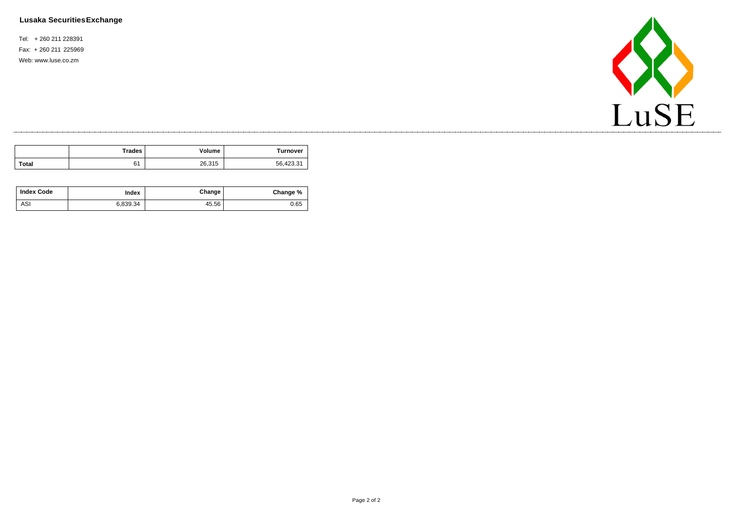**Lusaka Securities Exchange**

Tel: + 260 211 228391

Fax: + 260 211 225969

Web: www.luse.co.zm

LuSE

| | Trades | Volume | Turnover |
|---|---|---|---|
| **Total** | 61 | 26,315 | 56,423.31 |

| Index Code | Index | Change | Change % |
|---|---|---|---|
| ASI | 6,839.34 | 45.56 | 0.65 |